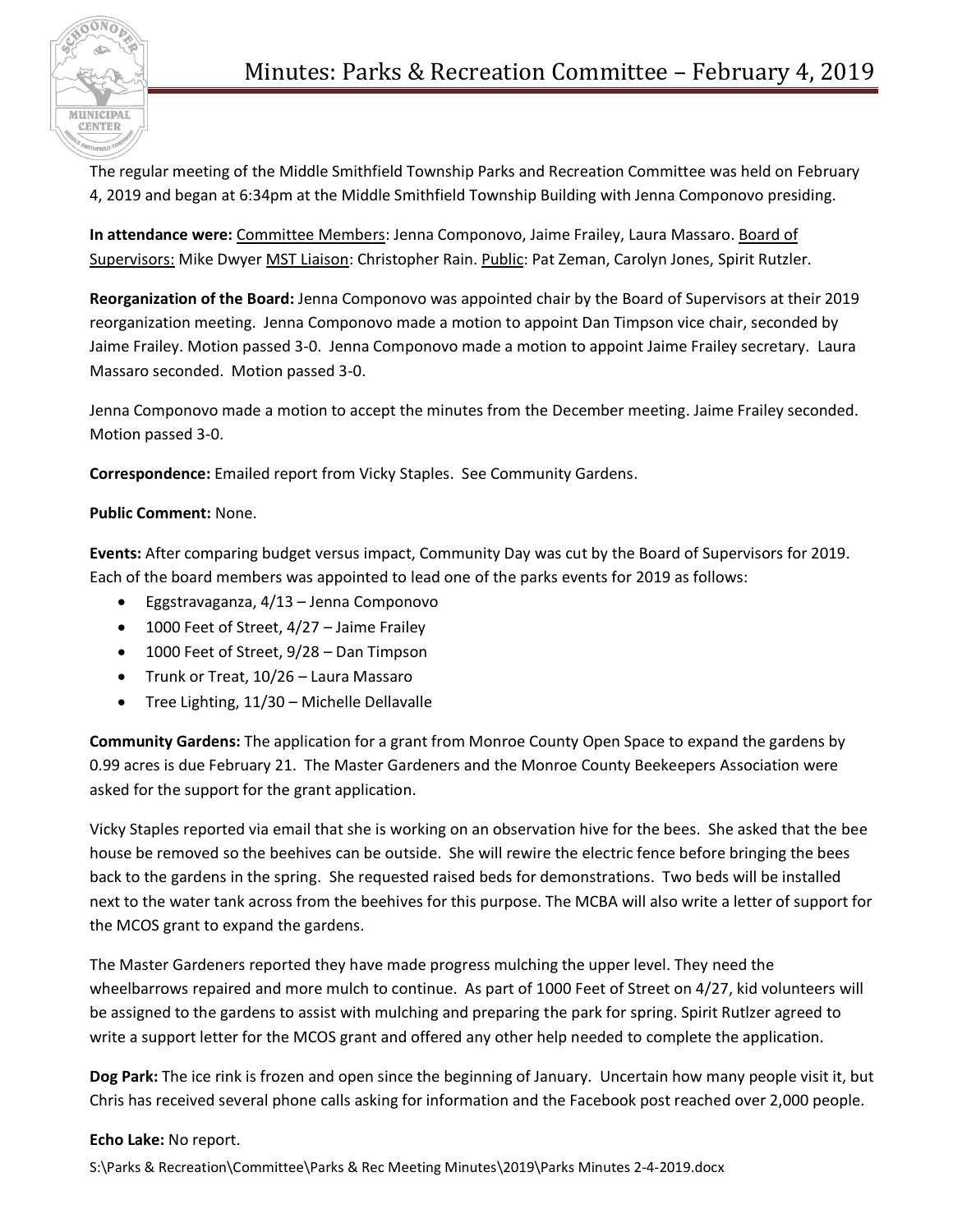# Minutes: Parks & Recreation Committee – February 4, 2019

The regular meeting of the Middle Smithfield Township Parks and Recreation Committee was held on February 4, 2019 and began at 6:34pm at the Middle Smithfield Township Building with Jenna Componovo presiding.

**In attendance were:** Committee Members: Jenna Componovo, Jaime Frailey, Laura Massaro. Board of Supervisors: Mike Dwyer MST Liaison: Christopher Rain. Public: Pat Zeman, Carolyn Jones, Spirit Rutzler.

**Reorganization of the Board:** Jenna Componovo was appointed chair by the Board of Supervisors at their 2019 reorganization meeting. Jenna Componovo made a motion to appoint Dan Timpson vice chair, seconded by Jaime Frailey. Motion passed 3-0. Jenna Componovo made a motion to appoint Jaime Frailey secretary. Laura Massaro seconded. Motion passed 3-0.

Jenna Componovo made a motion to accept the minutes from the December meeting. Jaime Frailey seconded. Motion passed 3-0.

**Correspondence:** Emailed report from Vicky Staples. See Community Gardens.

**Public Comment:** None.

**Events:** After comparing budget versus impact, Community Day was cut by the Board of Supervisors for 2019. Each of the board members was appointed to lead one of the parks events for 2019 as follows:

- Eggstravaganza, 4/13 – Jenna Componovo
- 1000 Feet of Street, 4/27 – Jaime Frailey
- 1000 Feet of Street, 9/28 – Dan Timpson
- Trunk or Treat, 10/26 – Laura Massaro
- Tree Lighting, 11/30 – Michelle Dellavalle

**Community Gardens:** The application for a grant from Monroe County Open Space to expand the gardens by 0.99 acres is due February 21. The Master Gardeners and the Monroe County Beekeepers Association were asked for the support for the grant application.

Vicky Staples reported via email that she is working on an observation hive for the bees. She asked that the bee house be removed so the beehives can be outside. She will rewire the electric fence before bringing the bees back to the gardens in the spring. She requested raised beds for demonstrations. Two beds will be installed next to the water tank across from the beehives for this purpose. The MCBA will also write a letter of support for the MCOS grant to expand the gardens.

The Master Gardeners reported they have made progress mulching the upper level. They need the wheelbarrows repaired and more mulch to continue. As part of 1000 Feet of Street on 4/27, kid volunteers will be assigned to the gardens to assist with mulching and preparing the park for spring. Spirit Rutlzer agreed to write a support letter for the MCOS grant and offered any other help needed to complete the application.

**Dog Park:** The ice rink is frozen and open since the beginning of January. Uncertain how many people visit it, but Chris has received several phone calls asking for information and the Facebook post reached over 2,000 people.

**Echo Lake:** No report.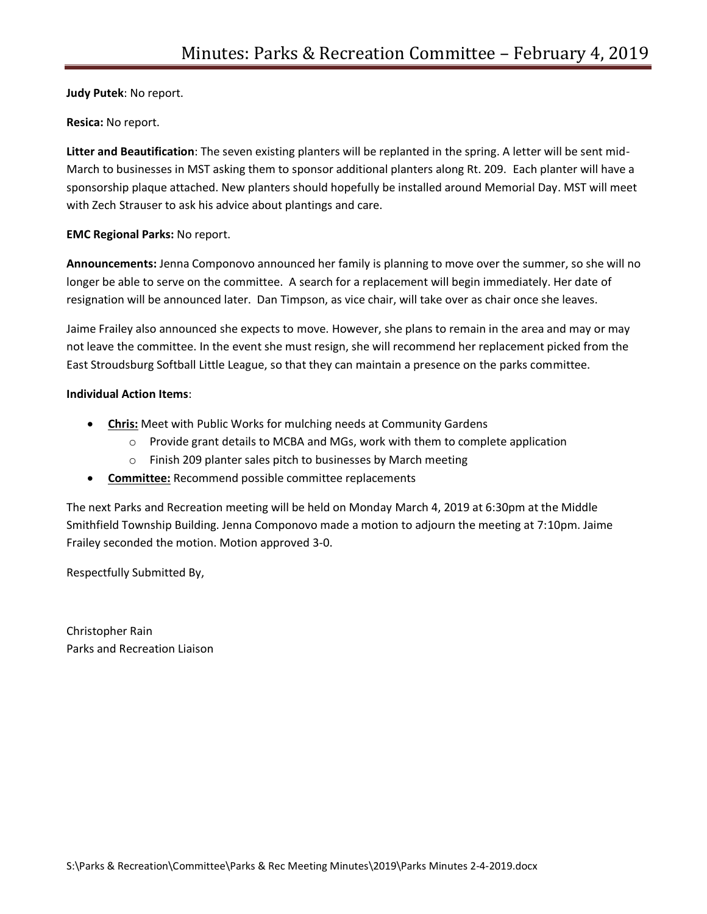**Judy Putek**: No report.

**Resica:** No report.

**Litter and Beautification**: The seven existing planters will be replanted in the spring. A letter will be sent mid-March to businesses in MST asking them to sponsor additional planters along Rt. 209. Each planter will have a sponsorship plaque attached. New planters should hopefully be installed around Memorial Day. MST will meet with Zech Strauser to ask his advice about plantings and care.

**EMC Regional Parks:** No report.

**Announcements:** Jenna Componovo announced her family is planning to move over the summer, so she will no longer be able to serve on the committee. A search for a replacement will begin immediately. Her date of resignation will be announced later. Dan Timpson, as vice chair, will take over as chair once she leaves.

Jaime Frailey also announced she expects to move. However, she plans to remain in the area and may or may not leave the committee. In the event she must resign, she will recommend her replacement picked from the East Stroudsburg Softball Little League, so that they can maintain a presence on the parks committee.

**Individual Action Items**:

- **Chris:** Meet with Public Works for mulching needs at Community Gardens
  - Provide grant details to MCBA and MGs, work with them to complete application
  - Finish 209 planter sales pitch to businesses by March meeting
- **Committee:** Recommend possible committee replacements

The next Parks and Recreation meeting will be held on Monday March 4, 2019 at 6:30pm at the Middle Smithfield Township Building. Jenna Componovo made a motion to adjourn the meeting at 7:10pm. Jaime Frailey seconded the motion. Motion approved 3-0.

Respectfully Submitted By,

Christopher Rain
Parks and Recreation Liaison

S:\Parks & Recreation\Committee\Parks & Rec Meeting Minutes\2019\Parks Minutes 2-4-2019.docx